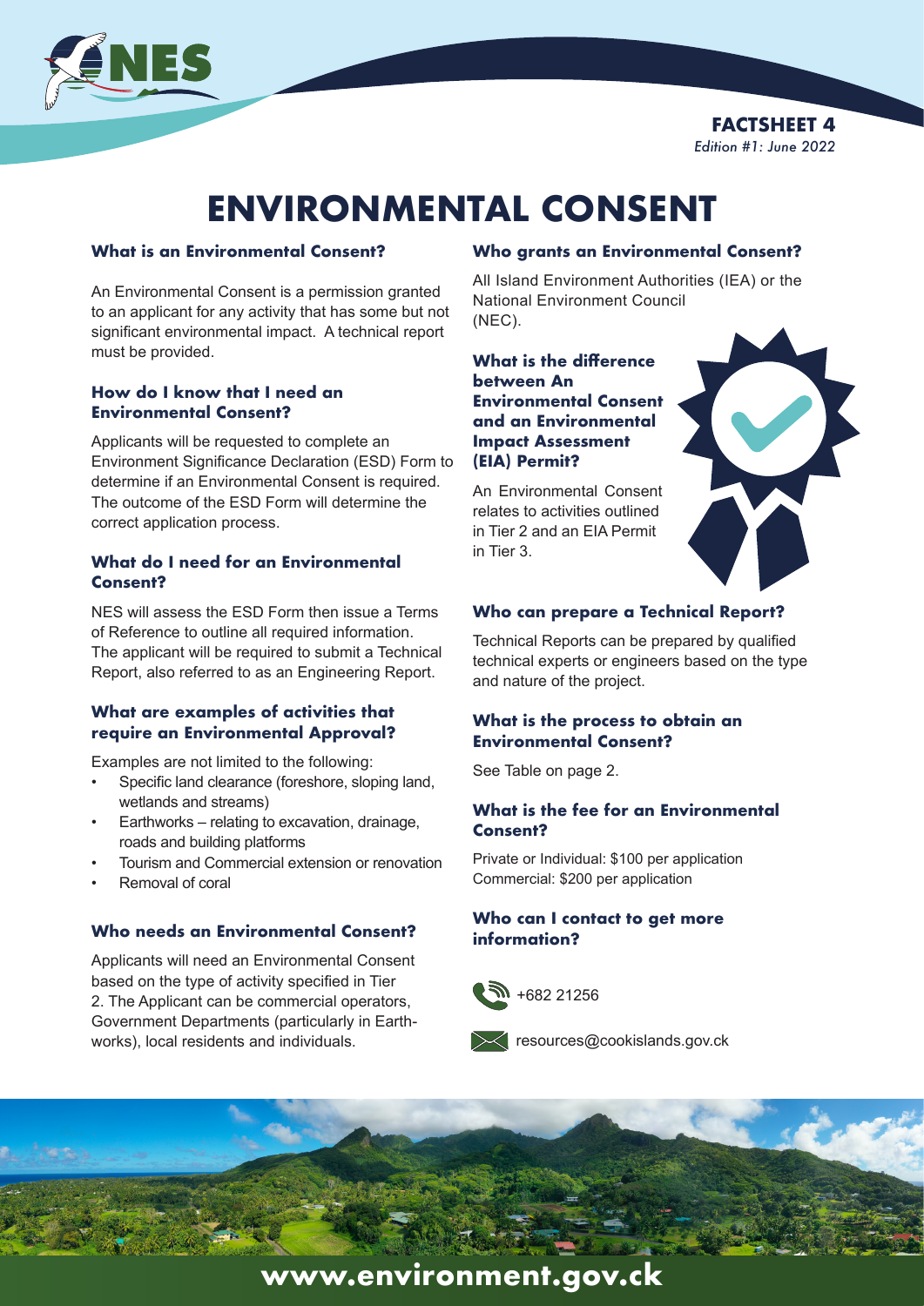**FACTSHEET 4**
*Edition #1: June 2022*

# ENVIRONMENTAL CONSENT

### What is an Environmental Consent?

An Environmental Consent is a permission granted to an applicant for any activity that has some but not significant environmental impact. A technical report must be provided.

### How do I know that I need an Environmental Consent?

Applicants will be requested to complete an Environment Significance Declaration (ESD) Form to determine if an Environmental Consent is required. The outcome of the ESD Form will determine the correct application process.

### What do I need for an Environmental Consent?

NES will assess the ESD Form then issue a Terms of Reference to outline all required information. The applicant will be required to submit a Technical Report, also referred to as an Engineering Report.

### What are examples of activities that require an Environmental Approval?

Examples are not limited to the following:

- Specific land clearance (foreshore, sloping land, wetlands and streams)
- Earthworks – relating to excavation, drainage, roads and building platforms
- Tourism and Commercial extension or renovation
- Removal of coral

### Who needs an Environmental Consent?

Applicants will need an Environmental Consent based on the type of activity specified in Tier 2. The Applicant can be commercial operators, Government Departments (particularly in Earth-works), local residents and individuals.

### Who grants an Environmental Consent?

All Island Environment Authorities (IEA) or the National Environment Council (NEC).

### What is the difference between An Environmental Consent and an Environmental Impact Assessment (EIA) Permit?

An Environmental Consent relates to activities outlined in Tier 2 and an EIA Permit in Tier 3.

### Who can prepare a Technical Report?

Technical Reports can be prepared by qualified technical experts or engineers based on the type and nature of the project.

### What is the process to obtain an Environmental Consent?

See Table on page 2.

### What is the fee for an Environmental Consent?

Private or Individual: $100 per application
Commercial: $200 per application

### Who can I contact to get more information?

+682 21256

resources@cookislands.gov.ck

**www.environment.gov.ck**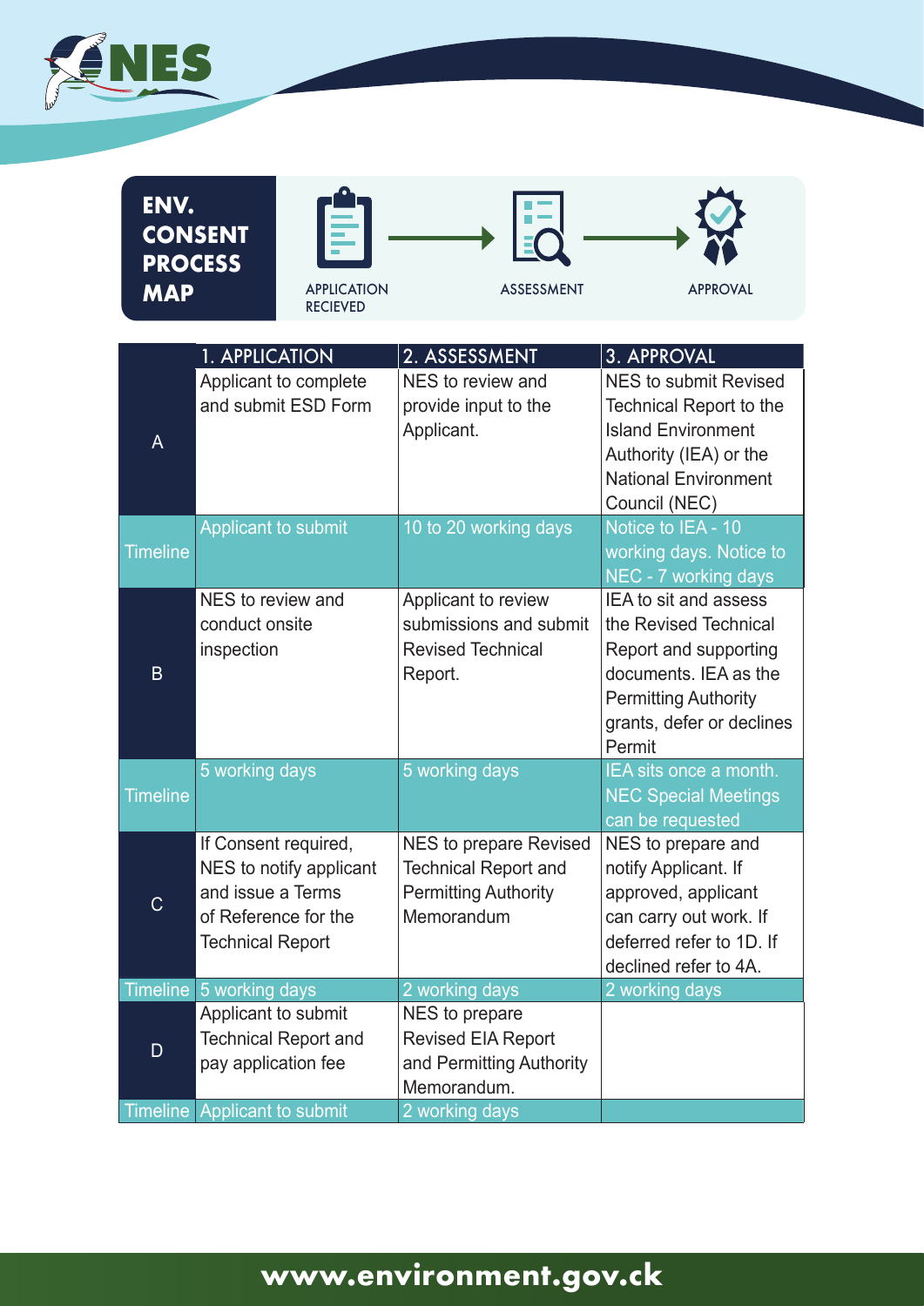# ENV. CONSENT PROCESS MAP

APPLICATION RECIEVED → ASSESSMENT → APPROVAL

| | 1. APPLICATION | 2. ASSESSMENT | 3. APPROVAL |
|---|---|---|---|
| A | Applicant to complete and submit ESD Form | NES to review and provide input to the Applicant. | NES to submit Revised Technical Report to the Island Environment Authority (IEA) or the National Environment Council (NEC) |
| Timeline | Applicant to submit | 10 to 20 working days | Notice to IEA - 10 working days. Notice to NEC - 7 working days |
| B | NES to review and conduct onsite inspection | Applicant to review submissions and submit Revised Technical Report. | IEA to sit and assess the Revised Technical Report and supporting documents. IEA as the Permitting Authority grants, defer or declines Permit |
| Timeline | 5 working days | 5 working days | IEA sits once a month. NEC Special Meetings can be requested |
| C | If Consent required, NES to notify applicant and issue a Terms of Reference for the Technical Report | NES to prepare Revised Technical Report and Permitting Authority Memorandum | NES to prepare and notify Applicant. If approved, applicant can carry out work. If deferred refer to 1D. If declined refer to 4A. |
| Timeline | 5 working days | 2 working days | 2 working days |
| D | Applicant to submit Technical Report and pay application fee | NES to prepare Revised EIA Report and Permitting Authority Memorandum. | |
| Timeline | Applicant to submit | 2 working days | |

www.environment.gov.ck